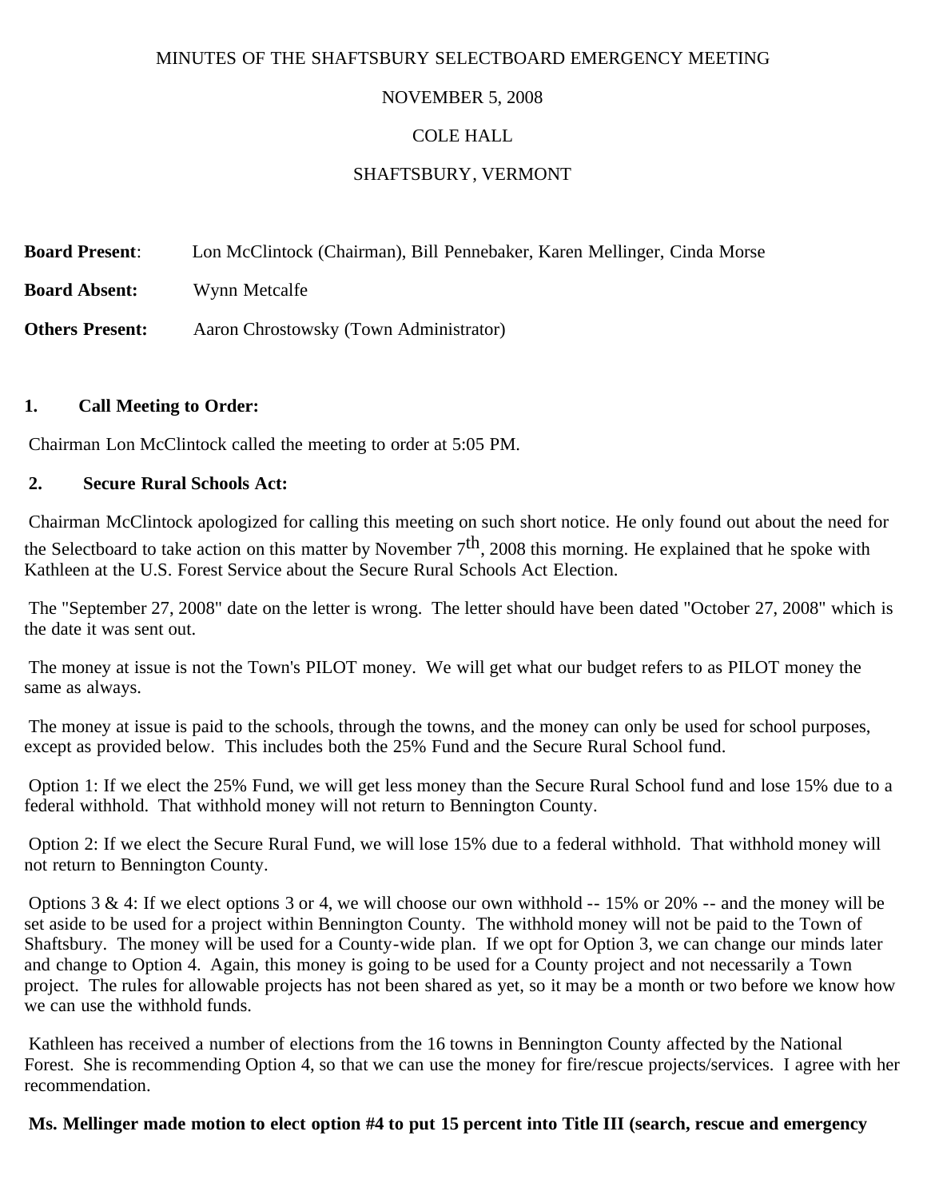MINUTES OF THE SHAFTSBURY SELECTBOARD EMERGENCY MEETING

NOVEMBER 5, 2008

COLE HALL

SHAFTSBURY, VERMONT

**Board Present**: Lon McClintock (Chairman), Bill Pennebaker, Karen Mellinger, Cinda Morse

**Board Absent:** Wynn Metcalfe

**Others Present:** Aaron Chrostowsky (Town Administrator)

**1. Call Meeting to Order:**

Chairman Lon McClintock called the meeting to order at 5:05 PM.

**2. Secure Rural Schools Act:**

Chairman McClintock apologized for calling this meeting on such short notice. He only found out about the need for the Selectboard to take action on this matter by November 7th, 2008 this morning. He explained that he spoke with Kathleen at the U.S. Forest Service about the Secure Rural Schools Act Election.

The "September 27, 2008" date on the letter is wrong. The letter should have been dated "October 27, 2008" which is the date it was sent out.

The money at issue is not the Town's PILOT money. We will get what our budget refers to as PILOT money the same as always.

The money at issue is paid to the schools, through the towns, and the money can only be used for school purposes, except as provided below. This includes both the 25% Fund and the Secure Rural School fund.

Option 1: If we elect the 25% Fund, we will get less money than the Secure Rural School fund and lose 15% due to a federal withhold. That withhold money will not return to Bennington County.

Option 2: If we elect the Secure Rural Fund, we will lose 15% due to a federal withhold. That withhold money will not return to Bennington County.

Options 3 & 4: If we elect options 3 or 4, we will choose our own withhold -- 15% or 20% -- and the money will be set aside to be used for a project within Bennington County. The withhold money will not be paid to the Town of Shaftsbury. The money will be used for a County-wide plan. If we opt for Option 3, we can change our minds later and change to Option 4. Again, this money is going to be used for a County project and not necessarily a Town project. The rules for allowable projects has not been shared as yet, so it may be a month or two before we know how we can use the withhold funds.

Kathleen has received a number of elections from the 16 towns in Bennington County affected by the National Forest. She is recommending Option 4, so that we can use the money for fire/rescue projects/services. I agree with her recommendation.

**Ms. Mellinger made motion to elect option #4 to put 15 percent into Title III (search, rescue and emergency**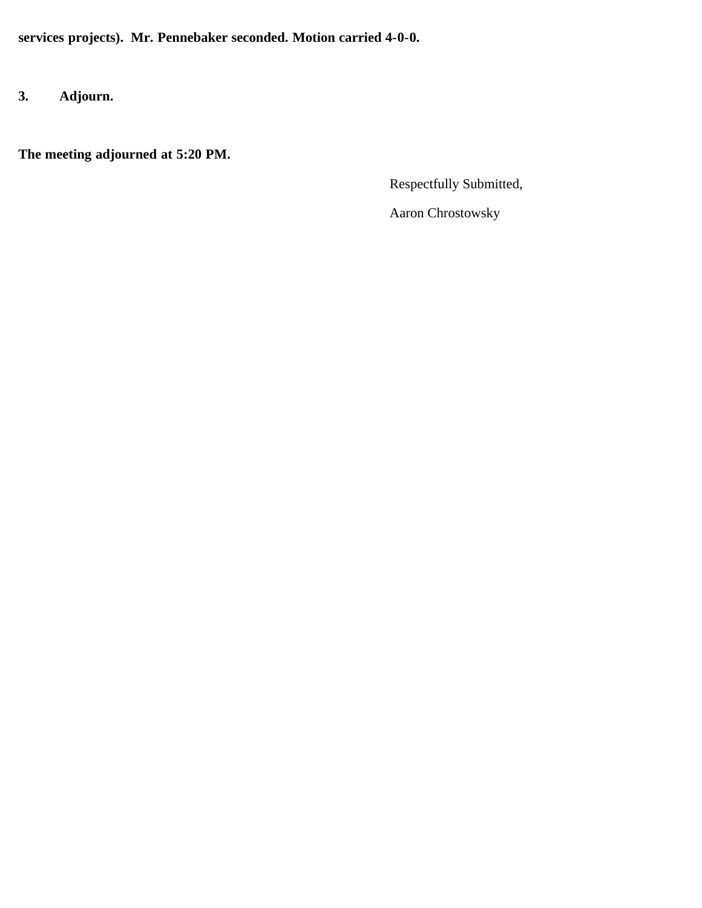**services projects). Mr. Pennebaker seconded. Motion carried 4-0-0.**

**3. Adjourn.**

**The meeting adjourned at 5:20 PM.**

Respectfully Submitted,

Aaron Chrostowsky